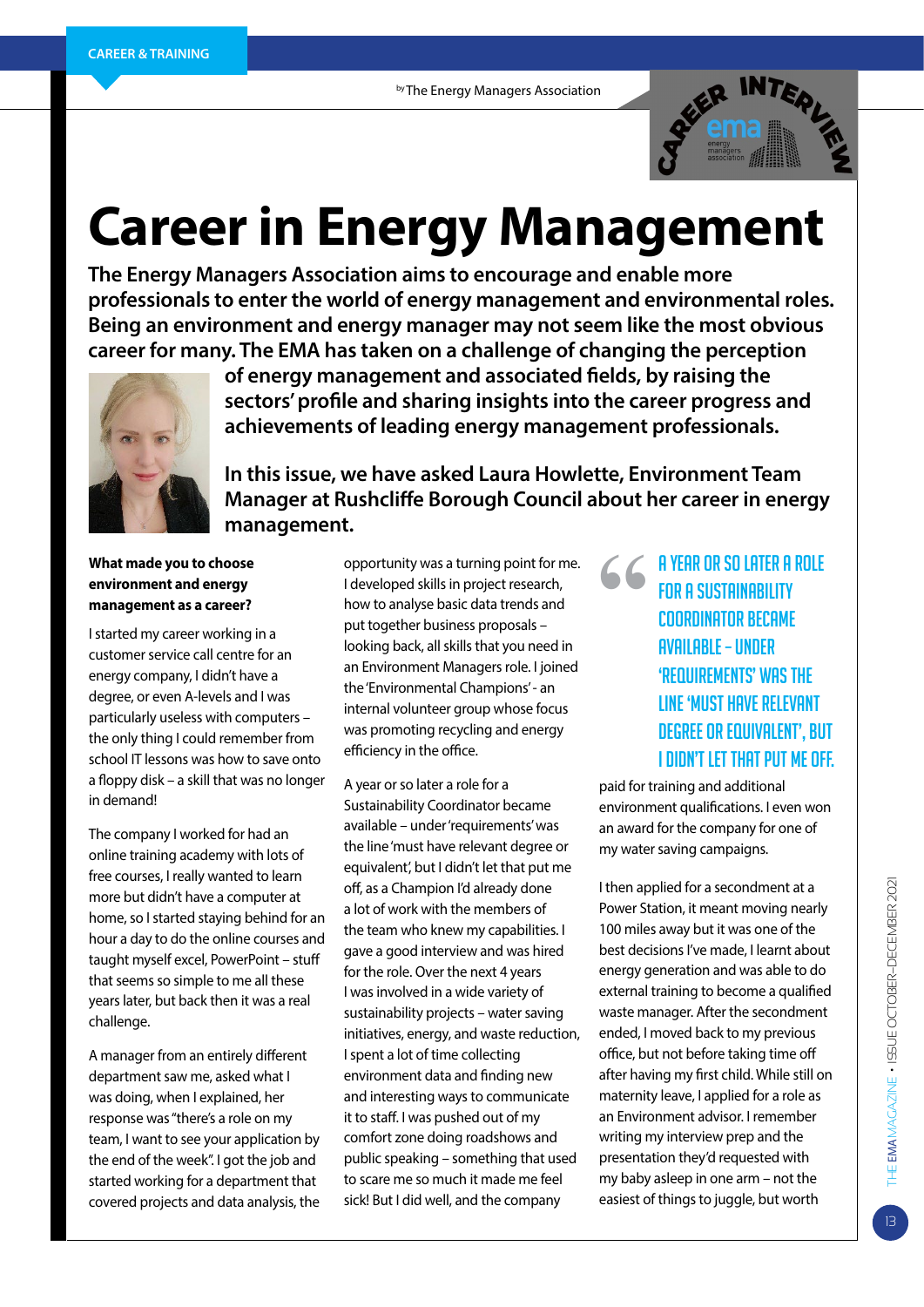CAREER & TRAINING

by The Energy Managers Association

# Career in Energy Management

**The Energy Managers Association aims to encourage and enable more professionals to enter the world of energy management and environmental roles. Being an environment and energy manager may not seem like the most obvious career for many. The EMA has taken on a challenge of changing the perception of energy management and associated fields, by raising the sectors' profile and sharing insights into the career progress and achievements of leading energy management professionals.**

**In this issue, we have asked Laura Howlette, Environment Team Manager at Rushcliffe Borough Council about her career in energy management.**

**What made you to choose environment and energy management as a career?**

I started my career working in a customer service call centre for an energy company, I didn't have a degree, or even A-levels and I was particularly useless with computers – the only thing I could remember from school IT lessons was how to save onto a floppy disk – a skill that was no longer in demand!

The company I worked for had an online training academy with lots of free courses, I really wanted to learn more but didn't have a computer at home, so I started staying behind for an hour a day to do the online courses and taught myself excel, PowerPoint – stuff that seems so simple to me all these years later, but back then it was a real challenge.

A manager from an entirely different department saw me, asked what I was doing, when I explained, her response was "there's a role on my team, I want to see your application by the end of the week". I got the job and started working for a department that covered projects and data analysis, the opportunity was a turning point for me. I developed skills in project research, how to analyse basic data trends and put together business proposals – looking back, all skills that you need in an Environment Managers role. I joined the 'Environmental Champions' - an internal volunteer group whose focus was promoting recycling and energy efficiency in the office.

A year or so later a role for a Sustainability Coordinator became available – under 'requirements' was the line 'must have relevant degree or equivalent', but I didn't let that put me off, as a Champion I'd already done a lot of work with the members of the team who knew my capabilities. I gave a good interview and was hired for the role. Over the next 4 years I was involved in a wide variety of sustainability projects – water saving initiatives, energy, and waste reduction, I spent a lot of time collecting environment data and finding new and interesting ways to communicate it to staff. I was pushed out of my comfort zone doing roadshows and public speaking – something that used to scare me so much it made me feel sick! But I did well, and the company paid for training and additional environment qualifications. I even won an award for the company for one of my water saving campaigns.

> "A year or so later a role for a Sustainability Coordinator became available – under 'requirements' was the line 'must have relevant degree or equivalent', but I didn't let that put me off."

I then applied for a secondment at a Power Station, it meant moving nearly 100 miles away but it was one of the best decisions I've made, I learnt about energy generation and was able to do external training to become a qualified waste manager. After the secondment ended, I moved back to my previous office, but not before taking time off after having my first child. While still on maternity leave, I applied for a role as an Environment advisor. I remember writing my interview prep and the presentation they'd requested with my baby asleep in one arm – not the easiest of things to juggle, but worth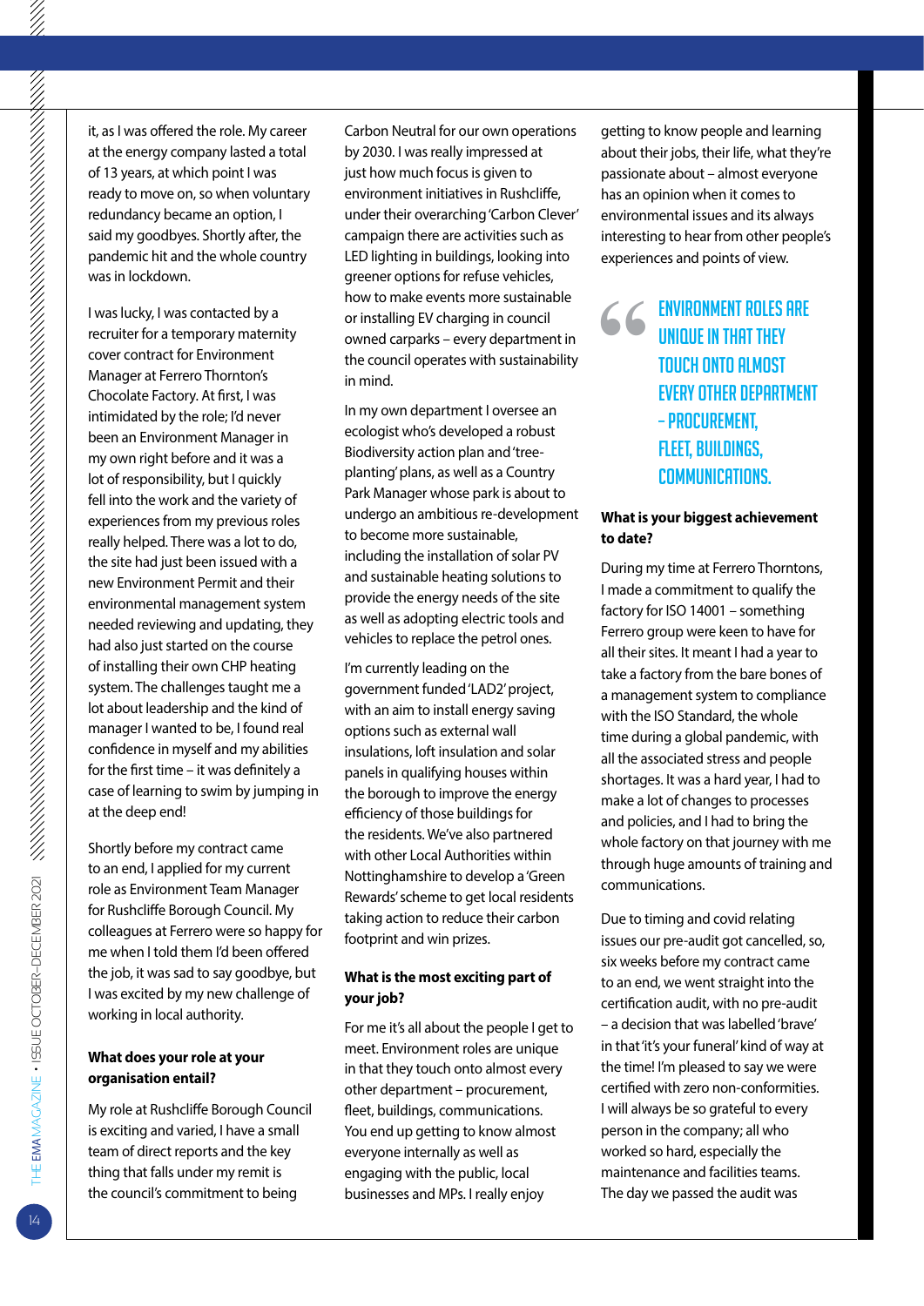it, as I was offered the role. My career at the energy company lasted a total of 13 years, at which point I was ready to move on, so when voluntary redundancy became an option, I said my goodbyes. Shortly after, the pandemic hit and the whole country was in lockdown.

I was lucky, I was contacted by a recruiter for a temporary maternity cover contract for Environment Manager at Ferrero Thornton's Chocolate Factory. At first, I was intimidated by the role; I'd never been an Environment Manager in my own right before and it was a lot of responsibility, but I quickly fell into the work and the variety of experiences from my previous roles really helped. There was a lot to do, the site had just been issued with a new Environment Permit and their environmental management system needed reviewing and updating, they had also just started on the course of installing their own CHP heating system. The challenges taught me a lot about leadership and the kind of manager I wanted to be, I found real confidence in myself and my abilities for the first time – it was definitely a case of learning to swim by jumping in at the deep end!

Shortly before my contract came to an end, I applied for my current role as Environment Team Manager for Rushcliffe Borough Council. My colleagues at Ferrero were so happy for me when I told them I'd been offered the job, it was sad to say goodbye, but I was excited by my new challenge of working in local authority.

**What does your role at your organisation entail?**

My role at Rushcliffe Borough Council is exciting and varied, I have a small team of direct reports and the key thing that falls under my remit is the council's commitment to being Carbon Neutral for our own operations by 2030. I was really impressed at just how much focus is given to environment initiatives in Rushcliffe, under their overarching 'Carbon Clever' campaign there are activities such as LED lighting in buildings, looking into greener options for refuse vehicles, how to make events more sustainable or installing EV charging in council owned carparks – every department in the council operates with sustainability in mind.

In my own department I oversee an ecologist who's developed a robust Biodiversity action plan and 'tree-planting' plans, as well as a Country Park Manager whose park is about to undergo an ambitious re-development to become more sustainable, including the installation of solar PV and sustainable heating solutions to provide the energy needs of the site as well as adopting electric tools and vehicles to replace the petrol ones.

I'm currently leading on the government funded 'LAD2' project, with an aim to install energy saving options such as external wall insulations, loft insulation and solar panels in qualifying houses within the borough to improve the energy efficiency of those buildings for the residents. We've also partnered with other Local Authorities within Nottinghamshire to develop a 'Green Rewards' scheme to get local residents taking action to reduce their carbon footprint and win prizes.

**What is the most exciting part of your job?**

For me it's all about the people I get to meet. Environment roles are unique in that they touch onto almost every other department – procurement, fleet, buildings, communications. You end up getting to know almost everyone internally as well as engaging with the public, local businesses and MPs. I really enjoy getting to know people and learning about their jobs, their life, what they're passionate about – almost everyone has an opinion when it comes to environmental issues and its always interesting to hear from other people's experiences and points of view.

> ENVIRONMENT ROLES ARE UNIQUE IN THAT THEY TOUCH ONTO ALMOST EVERY OTHER DEPARTMENT – PROCUREMENT, FLEET, BUILDINGS, COMMUNICATIONS.

**What is your biggest achievement to date?**

During my time at Ferrero Thorntons, I made a commitment to qualify the factory for ISO 14001 – something Ferrero group were keen to have for all their sites. It meant I had a year to take a factory from the bare bones of a management system to compliance with the ISO Standard, the whole time during a global pandemic, with all the associated stress and people shortages. It was a hard year, I had to make a lot of changes to processes and policies, and I had to bring the whole factory on that journey with me through huge amounts of training and communications.

Due to timing and covid relating issues our pre-audit got cancelled, so, six weeks before my contract came to an end, we went straight into the certification audit, with no pre-audit – a decision that was labelled 'brave' in that 'it's your funeral' kind of way at the time! I'm pleased to say we were certified with zero non-conformities. I will always be so grateful to every person in the company; all who worked so hard, especially the maintenance and facilities teams. The day we passed the audit was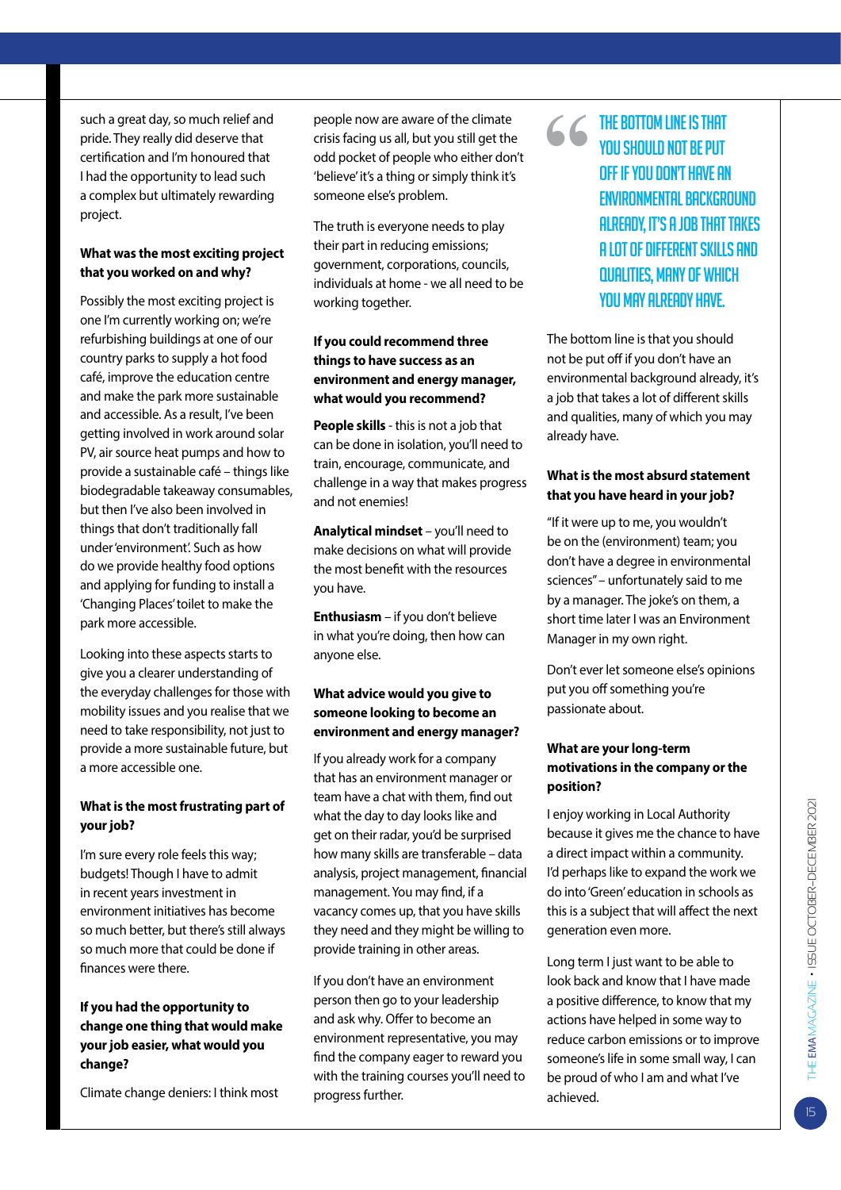such a great day, so much relief and pride. They really did deserve that certification and I'm honoured that I had the opportunity to lead such a complex but ultimately rewarding project.

**What was the most exciting project that you worked on and why?**

Possibly the most exciting project is one I'm currently working on; we're refurbishing buildings at one of our country parks to supply a hot food café, improve the education centre and make the park more sustainable and accessible. As a result, I've been getting involved in work around solar PV, air source heat pumps and how to provide a sustainable café – things like biodegradable takeaway consumables, but then I've also been involved in things that don't traditionally fall under 'environment'. Such as how do we provide healthy food options and applying for funding to install a 'Changing Places' toilet to make the park more accessible.

Looking into these aspects starts to give you a clearer understanding of the everyday challenges for those with mobility issues and you realise that we need to take responsibility, not just to provide a more sustainable future, but a more accessible one.

**What is the most frustrating part of your job?**

I'm sure every role feels this way; budgets! Though I have to admit in recent years investment in environment initiatives has become so much better, but there's still always so much more that could be done if finances were there.

**If you had the opportunity to change one thing that would make your job easier, what would you change?**

Climate change deniers: I think most people now are aware of the climate crisis facing us all, but you still get the odd pocket of people who either don't 'believe' it's a thing or simply think it's someone else's problem.

The truth is everyone needs to play their part in reducing emissions; government, corporations, councils, individuals at home - we all need to be working together.

**If you could recommend three things to have success as an environment and energy manager, what would you recommend?**

**People skills** - this is not a job that can be done in isolation, you'll need to train, encourage, communicate, and challenge in a way that makes progress and not enemies!

**Analytical mindset** – you'll need to make decisions on what will provide the most benefit with the resources you have.

**Enthusiasm** – if you don't believe in what you're doing, then how can anyone else.

**What advice would you give to someone looking to become an environment and energy manager?**

If you already work for a company that has an environment manager or team have a chat with them, find out what the day to day looks like and get on their radar, you'd be surprised how many skills are transferable – data analysis, project management, financial management. You may find, if a vacancy comes up, that you have skills they need and they might be willing to provide training in other areas.

If you don't have an environment person then go to your leadership and ask why. Offer to become an environment representative, you may find the company eager to reward you with the training courses you'll need to progress further.

> "THE BOTTOM LINE IS THAT YOU SHOULD NOT BE PUT OFF IF YOU DON'T HAVE AN ENVIRONMENTAL BACKGROUND ALREADY, IT'S A JOB THAT TAKES A LOT OF DIFFERENT SKILLS AND QUALITIES, MANY OF WHICH YOU MAY ALREADY HAVE.

The bottom line is that you should not be put off if you don't have an environmental background already, it's a job that takes a lot of different skills and qualities, many of which you may already have.

**What is the most absurd statement that you have heard in your job?**

"If it were up to me, you wouldn't be on the (environment) team; you don't have a degree in environmental sciences" – unfortunately said to me by a manager. The joke's on them, a short time later I was an Environment Manager in my own right.

Don't ever let someone else's opinions put you off something you're passionate about.

**What are your long-term motivations in the company or the position?**

I enjoy working in Local Authority because it gives me the chance to have a direct impact within a community. I'd perhaps like to expand the work we do into 'Green' education in schools as this is a subject that will affect the next generation even more.

Long term I just want to be able to look back and know that I have made a positive difference, to know that my actions have helped in some way to reduce carbon emissions or to improve someone's life in some small way, I can be proud of who I am and what I've achieved.